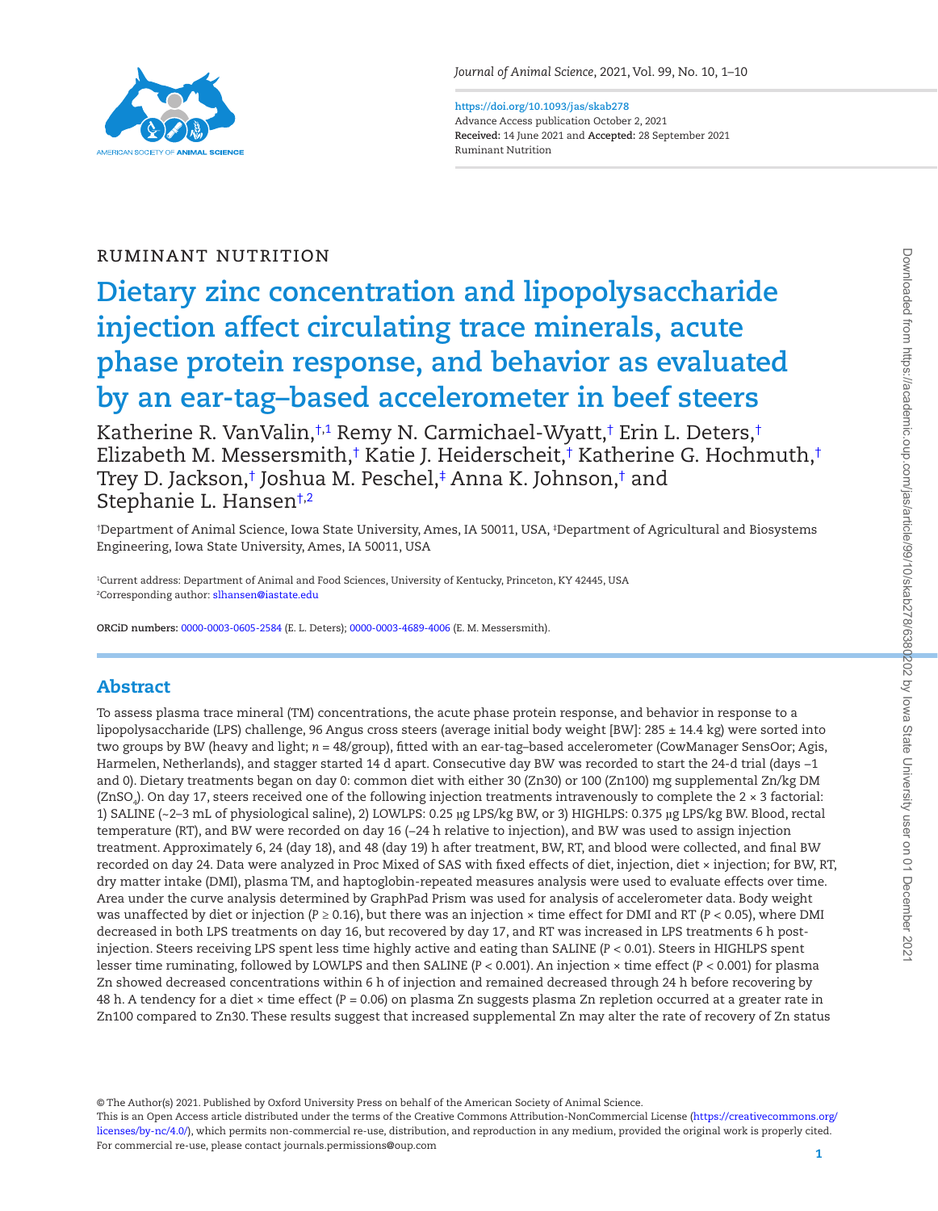RUMINANT NUTRITION

# Dietary zinc concentration and lipopolysaccharide injection affect circulating trace minerals, acute phase protein response, and behavior as evaluated by an ear-tag–based accelerometer in beef steers

Katherine R. VanValin,[†,1] Remy N. Carmichael-Wyatt,[†] Erin L. Deters,[†] Elizabeth M. Messersmith,[†] Katie J. Heiderscheit,[†] Katherine G. Hochmuth,[†] Trey D. Jackson,[†] Joshua M. Peschel,[‡] Anna K. Johnson,[†] and Stephanie L. Hansen[†,2]

[†]Department of Animal Science, Iowa State University, Ames, IA 50011, USA, [‡]Department of Agricultural and Biosystems Engineering, Iowa State University, Ames, IA 50011, USA

[1]Current address: Department of Animal and Food Sciences, University of Kentucky, Princeton, KY 42445, USA
[2]Corresponding author: slhansen@iastate.edu

**ORCiD numbers:** 0000-0003-0605-2584 (E. L. Deters); 0000-0003-4689-4006 (E. M. Messersmith).

## Abstract

To assess plasma trace mineral (TM) concentrations, the acute phase protein response, and behavior in response to a lipopolysaccharide (LPS) challenge, 96 Angus cross steers (average initial body weight [BW]: 285 ± 14.4 kg) were sorted into two groups by BW (heavy and light; *n* = 48/group), fitted with an ear-tag–based accelerometer (CowManager SensOor; Agis, Harmelen, Netherlands), and stagger started 14 d apart. Consecutive day BW was recorded to start the 24-d trial (days −1 and 0). Dietary treatments began on day 0: common diet with either 30 (Zn30) or 100 (Zn100) mg supplemental Zn/kg DM ($ZnSO_4$). On day 17, steers received one of the following injection treatments intravenously to complete the 2 × 3 factorial: 1) SALINE (~2–3 mL of physiological saline), 2) LOWLPS: 0.25 µg LPS/kg BW, or 3) HIGHLPS: 0.375 µg LPS/kg BW. Blood, rectal temperature (RT), and BW were recorded on day 16 (−24 h relative to injection), and BW was used to assign injection treatment. Approximately 6, 24 (day 18), and 48 (day 19) h after treatment, BW, RT, and blood were collected, and final BW recorded on day 24. Data were analyzed in Proc Mixed of SAS with fixed effects of diet, injection, diet × injection; for BW, RT, dry matter intake (DMI), plasma TM, and haptoglobin-repeated measures analysis were used to evaluate effects over time. Area under the curve analysis determined by GraphPad Prism was used for analysis of accelerometer data. Body weight was unaffected by diet or injection ($P \geq 0.16$), but there was an injection × time effect for DMI and RT ($P < 0.05$), where DMI decreased in both LPS treatments on day 16, but recovered by day 17, and RT was increased in LPS treatments 6 h post-injection. Steers receiving LPS spent less time highly active and eating than SALINE ($P < 0.01$). Steers in HIGHLPS spent lesser time ruminating, followed by LOWLPS and then SALINE ($P < 0.001$). An injection × time effect ($P < 0.001$) for plasma Zn showed decreased concentrations within 6 h of injection and remained decreased through 24 h before recovering by 48 h. A tendency for a diet × time effect ($P = 0.06$) on plasma Zn suggests plasma Zn repletion occurred at a greater rate in Zn100 compared to Zn30. These results suggest that increased supplemental Zn may alter the rate of recovery of Zn status

© The Author(s) 2021. Published by Oxford University Press on behalf of the American Society of Animal Science.
This is an Open Access article distributed under the terms of the Creative Commons Attribution-NonCommercial License (https://creativecommons.org/licenses/by-nc/4.0/), which permits non-commercial re-use, distribution, and reproduction in any medium, provided the original work is properly cited. For commercial re-use, please contact journals.permissions@oup.com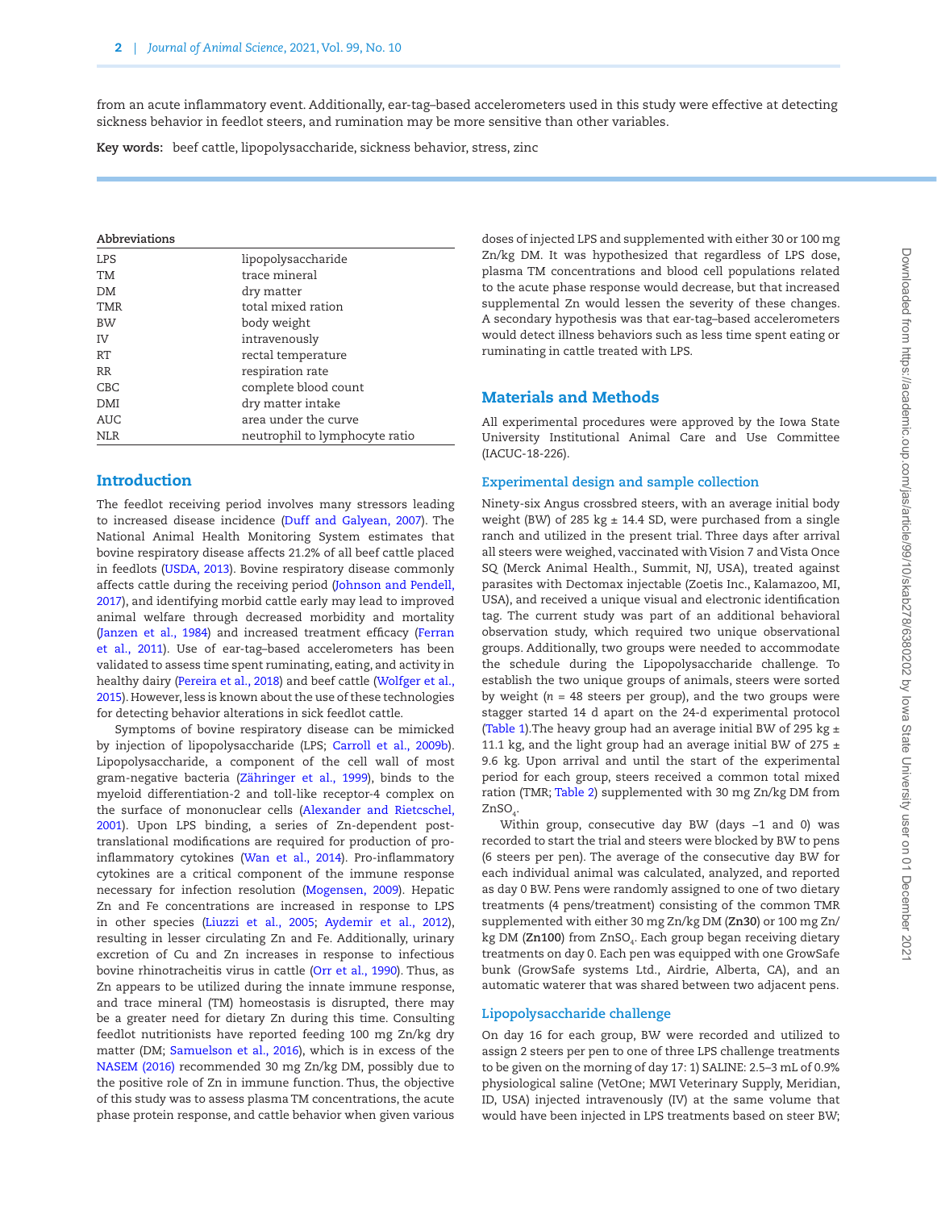from an acute inflammatory event. Additionally, ear-tag–based accelerometers used in this study were effective at detecting sickness behavior in feedlot steers, and rumination may be more sensitive than other variables.

**Key words:** beef cattle, lipopolysaccharide, sickness behavior, stress, zinc

**Abbreviations**

| | |
|---|---|
| LPS | lipopolysaccharide |
| TM | trace mineral |
| DM | dry matter |
| TMR | total mixed ration |
| BW | body weight |
| IV | intravenously |
| RT | rectal temperature |
| RR | respiration rate |
| CBC | complete blood count |
| DMI | dry matter intake |
| AUC | area under the curve |
| NLR | neutrophil to lymphocyte ratio |

## Introduction

The feedlot receiving period involves many stressors leading to increased disease incidence (Duff and Galyean, 2007). The National Animal Health Monitoring System estimates that bovine respiratory disease affects 21.2% of all beef cattle placed in feedlots (USDA, 2013). Bovine respiratory disease commonly affects cattle during the receiving period (Johnson and Pendell, 2017), and identifying morbid cattle early may lead to improved animal welfare through decreased morbidity and mortality (Janzen et al., 1984) and increased treatment efficacy (Ferran et al., 2011). Use of ear-tag–based accelerometers has been validated to assess time spent ruminating, eating, and activity in healthy dairy (Pereira et al., 2018) and beef cattle (Wolfger et al., 2015). However, less is known about the use of these technologies for detecting behavior alterations in sick feedlot cattle.

Symptoms of bovine respiratory disease can be mimicked by injection of lipopolysaccharide (LPS; Carroll et al., 2009b). Lipopolysaccharide, a component of the cell wall of most gram-negative bacteria (Zähringer et al., 1999), binds to the myeloid differentiation-2 and toll-like receptor-4 complex on the surface of mononuclear cells (Alexander and Rietcschel, 2001). Upon LPS binding, a series of Zn-dependent post-translational modifications are required for production of pro-inflammatory cytokines (Wan et al., 2014). Pro-inflammatory cytokines are a critical component of the immune response necessary for infection resolution (Mogensen, 2009). Hepatic Zn and Fe concentrations are increased in response to LPS in other species (Liuzzi et al., 2005; Aydemir et al., 2012), resulting in lesser circulating Zn and Fe. Additionally, urinary excretion of Cu and Zn increases in response to infectious bovine rhinotracheitis virus in cattle (Orr et al., 1990). Thus, as Zn appears to be utilized during the innate immune response, and trace mineral (TM) homeostasis is disrupted, there may be a greater need for dietary Zn during this time. Consulting feedlot nutritionists have reported feeding 100 mg Zn/kg dry matter (DM; Samuelson et al., 2016), which is in excess of the NASEM (2016) recommended 30 mg Zn/kg DM, possibly due to the positive role of Zn in immune function. Thus, the objective of this study was to assess plasma TM concentrations, the acute phase protein response, and cattle behavior when given various doses of injected LPS and supplemented with either 30 or 100 mg Zn/kg DM. It was hypothesized that regardless of LPS dose, plasma TM concentrations and blood cell populations related to the acute phase response would decrease, but that increased supplemental Zn would lessen the severity of these changes. A secondary hypothesis was that ear-tag–based accelerometers would detect illness behaviors such as less time spent eating or ruminating in cattle treated with LPS.

## Materials and Methods

All experimental procedures were approved by the Iowa State University Institutional Animal Care and Use Committee (IACUC-18-226).

### Experimental design and sample collection

Ninety-six Angus crossbred steers, with an average initial body weight (BW) of 285 kg ± 14.4 SD, were purchased from a single ranch and utilized in the present trial. Three days after arrival all steers were weighed, vaccinated with Vision 7 and Vista Once SQ (Merck Animal Health., Summit, NJ, USA), treated against parasites with Dectomax injectable (Zoetis Inc., Kalamazoo, MI, USA), and received a unique visual and electronic identification tag. The current study was part of an additional behavioral observation study, which required two unique observational groups. Additionally, two groups were needed to accommodate the schedule during the Lipopolysaccharide challenge. To establish the two unique groups of animals, steers were sorted by weight ($n$ = 48 steers per group), and the two groups were stagger started 14 d apart on the 24-d experimental protocol (Table 1).The heavy group had an average initial BW of 295 kg ± 11.1 kg, and the light group had an average initial BW of 275 ± 9.6 kg. Upon arrival and until the start of the experimental period for each group, steers received a common total mixed ration (TMR; Table 2) supplemented with 30 mg Zn/kg DM from $ZnSO_4$.

Within group, consecutive day BW (days −1 and 0) was recorded to start the trial and steers were blocked by BW to pens (6 steers per pen). The average of the consecutive day BW for each individual animal was calculated, analyzed, and reported as day 0 BW. Pens were randomly assigned to one of two dietary treatments (4 pens/treatment) consisting of the common TMR supplemented with either 30 mg Zn/kg DM (**Zn30**) or 100 mg Zn/kg DM (**Zn100**) from $ZnSO_4$. Each group began receiving dietary treatments on day 0. Each pen was equipped with one GrowSafe bunk (GrowSafe systems Ltd., Airdrie, Alberta, CA), and an automatic waterer that was shared between two adjacent pens.

### Lipopolysaccharide challenge

On day 16 for each group, BW were recorded and utilized to assign 2 steers per pen to one of three LPS challenge treatments to be given on the morning of day 17: 1) SALINE: 2.5–3 mL of 0.9% physiological saline (VetOne; MWI Veterinary Supply, Meridian, ID, USA) injected intravenously (IV) at the same volume that would have been injected in LPS treatments based on steer BW;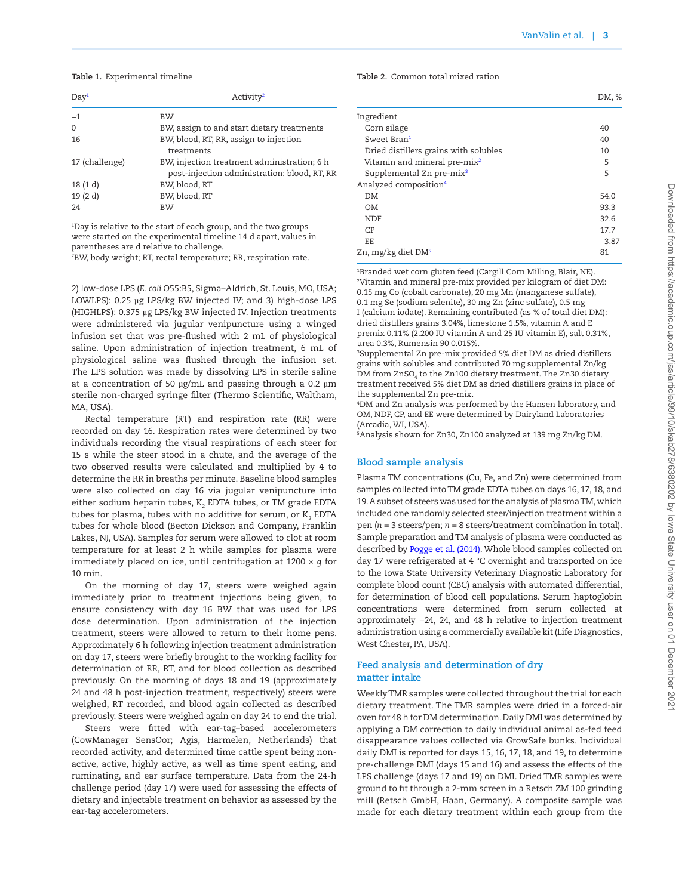Table 1. Experimental timeline

| Day[1] | Activity[2] |
|---|---|
| −1 | BW |
| 0 | BW, assign to and start dietary treatments |
| 16 | BW, blood, RT, RR, assign to injection treatments |
| 17 (challenge) | BW, injection treatment administration; 6 h post-injection administration: blood, RT, RR |
| 18 (1 d) | BW, blood, RT |
| 19 (2 d) | BW, blood, RT |
| 24 | BW |

[1]Day is relative to the start of each group, and the two groups were started on the experimental timeline 14 d apart, values in parentheses are d relative to challenge.
[2]BW, body weight; RT, rectal temperature; RR, respiration rate.

2) low-dose LPS (*E. coli* O55:B5, Sigma–Aldrich, St. Louis, MO, USA; LOWLPS): 0.25 µg LPS/kg BW injected IV; and 3) high-dose LPS (HIGHLPS): 0.375 µg LPS/kg BW injected IV. Injection treatments were administered via jugular venipuncture using a winged infusion set that was pre-flushed with 2 mL of physiological saline. Upon administration of injection treatment, 6 mL of physiological saline was flushed through the infusion set. The LPS solution was made by dissolving LPS in sterile saline at a concentration of 50 µg/mL and passing through a 0.2 µm sterile non-charged syringe filter (Thermo Scientific, Waltham, MA, USA).

Rectal temperature (RT) and respiration rate (RR) were recorded on day 16. Respiration rates were determined by two individuals recording the visual respirations of each steer for 15 s while the steer stood in a chute, and the average of the two observed results were calculated and multiplied by 4 to determine the RR in breaths per minute. Baseline blood samples were also collected on day 16 via jugular venipuncture into either sodium heparin tubes, $K_2$ EDTA tubes, or TM grade EDTA tubes for plasma, tubes with no additive for serum, or $K_2$ EDTA tubes for whole blood (Becton Dickson and Company, Franklin Lakes, NJ, USA). Samples for serum were allowed to clot at room temperature for at least 2 h while samples for plasma were immediately placed on ice, until centrifugation at 1200 × *g* for 10 min.

On the morning of day 17, steers were weighed again immediately prior to treatment injections being given, to ensure consistency with day 16 BW that was used for LPS dose determination. Upon administration of the injection treatment, steers were allowed to return to their home pens. Approximately 6 h following injection treatment administration on day 17, steers were briefly brought to the working facility for determination of RR, RT, and for blood collection as described previously. On the morning of days 18 and 19 (approximately 24 and 48 h post-injection treatment, respectively) steers were weighed, RT recorded, and blood again collected as described previously. Steers were weighed again on day 24 to end the trial.

Steers were fitted with ear-tag–based accelerometers (CowManager SensOor; Agis, Harmelen, Netherlands) that recorded activity, and determined time cattle spent being non-active, active, highly active, as well as time spent eating, and ruminating, and ear surface temperature. Data from the 24-h challenge period (day 17) were used for assessing the effects of dietary and injectable treatment on behavior as assessed by the ear-tag accelerometers.

Table 2. Common total mixed ration

| | DM, % |
|---|---|
| Ingredient | |
| Corn silage | 40 |
| Sweet Bran[1] | 40 |
| Dried distillers grains with solubles | 10 |
| Vitamin and mineral pre-mix[2] | 5 |
| Supplemental Zn pre-mix[3] | 5 |
| Analyzed composition[4] | |
| DM | 54.0 |
| OM | 93.3 |
| NDF | 32.6 |
| CP | 17.7 |
| EE | 3.87 |
| Zn, mg/kg diet DM[5] | 81 |

[1]Branded wet corn gluten feed (Cargill Corn Milling, Blair, NE).
[2]Vitamin and mineral pre-mix provided per kilogram of diet DM: 0.15 mg Co (cobalt carbonate), 20 mg Mn (manganese sulfate), 0.1 mg Se (sodium selenite), 30 mg Zn (zinc sulfate), 0.5 mg I (calcium iodate). Remaining contributed (as % of total diet DM): dried distillers grains 3.04%, limestone 1.5%, vitamin A and E premix 0.11% (2.200 IU vitamin A and 25 IU vitamin E), salt 0.31%, urea 0.3%, Rumensin 90 0.015%.
[3]Supplemental Zn pre-mix provided 5% diet DM as dried distillers grains with solubles and contributed 70 mg supplemental Zn/kg DM from $ZnSO_4$ to the Zn100 dietary treatment. The Zn30 dietary treatment received 5% diet DM as dried distillers grains in place of the supplemental Zn pre-mix.
[4]DM and Zn analysis was performed by the Hansen laboratory, and OM, NDF, CP, and EE were determined by Dairyland Laboratories (Arcadia, WI, USA).
[5]Analysis shown for Zn30, Zn100 analyzed at 139 mg Zn/kg DM.

## Blood sample analysis

Plasma TM concentrations (Cu, Fe, and Zn) were determined from samples collected into TM grade EDTA tubes on days 16, 17, 18, and 19. A subset of steers was used for the analysis of plasma TM, which included one randomly selected steer/injection treatment within a pen ($n$ = 3 steers/pen; $n$ = 8 steers/treatment combination in total). Sample preparation and TM analysis of plasma were conducted as described by Pogge et al. (2014). Whole blood samples collected on day 17 were refrigerated at 4 °C overnight and transported on ice to the Iowa State University Veterinary Diagnostic Laboratory for complete blood count (CBC) analysis with automated differential, for determination of blood cell populations. Serum haptoglobin concentrations were determined from serum collected at approximately −24, 24, and 48 h relative to injection treatment administration using a commercially available kit (Life Diagnostics, West Chester, PA, USA).

## Feed analysis and determination of dry matter intake

Weekly TMR samples were collected throughout the trial for each dietary treatment. The TMR samples were dried in a forced-air oven for 48 h for DM determination. Daily DMI was determined by applying a DM correction to daily individual animal as-fed feed disappearance values collected via GrowSafe bunks. Individual daily DMI is reported for days 15, 16, 17, 18, and 19, to determine pre-challenge DMI (days 15 and 16) and assess the effects of the LPS challenge (days 17 and 19) on DMI. Dried TMR samples were ground to fit through a 2-mm screen in a Retsch ZM 100 grinding mill (Retsch GmbH, Haan, Germany). A composite sample was made for each dietary treatment within each group from the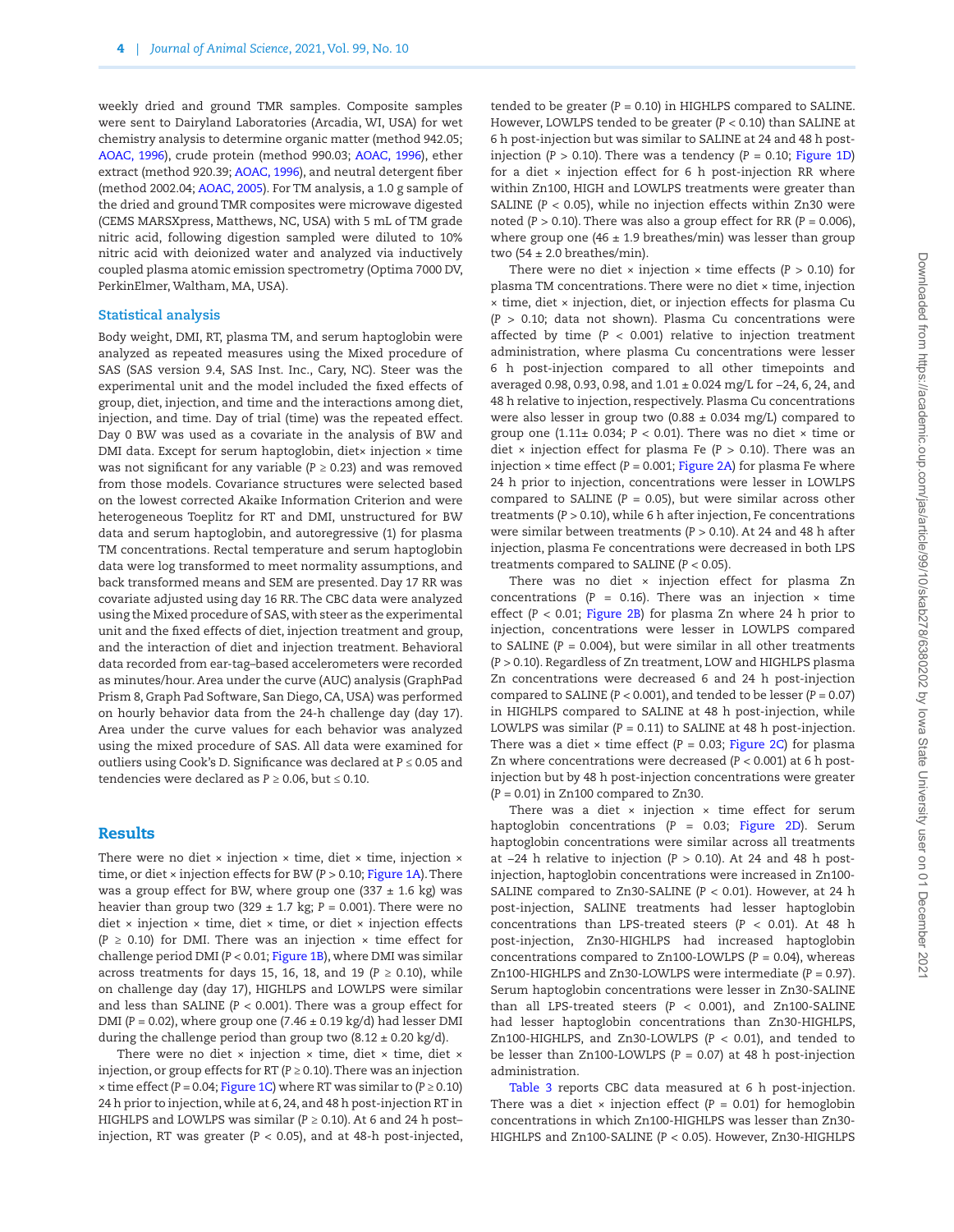weekly dried and ground TMR samples. Composite samples were sent to Dairyland Laboratories (Arcadia, WI, USA) for wet chemistry analysis to determine organic matter (method 942.05; AOAC, 1996), crude protein (method 990.03; AOAC, 1996), ether extract (method 920.39; AOAC, 1996), and neutral detergent fiber (method 2002.04; AOAC, 2005). For TM analysis, a 1.0 g sample of the dried and ground TMR composites were microwave digested (CEMS MARSXpress, Matthews, NC, USA) with 5 mL of TM grade nitric acid, following digestion sampled were diluted to 10% nitric acid with deionized water and analyzed via inductively coupled plasma atomic emission spectrometry (Optima 7000 DV, PerkinElmer, Waltham, MA, USA).

### Statistical analysis

Body weight, DMI, RT, plasma TM, and serum haptoglobin were analyzed as repeated measures using the Mixed procedure of SAS (SAS version 9.4, SAS Inst. Inc., Cary, NC). Steer was the experimental unit and the model included the fixed effects of group, diet, injection, and time and the interactions among diet, injection, and time. Day of trial (time) was the repeated effect. Day 0 BW was used as a covariate in the analysis of BW and DMI data. Except for serum haptoglobin, diet× injection × time was not significant for any variable ($P \geq 0.23$) and was removed from those models. Covariance structures were selected based on the lowest corrected Akaike Information Criterion and were heterogeneous Toeplitz for RT and DMI, unstructured for BW data and serum haptoglobin, and autoregressive (1) for plasma TM concentrations. Rectal temperature and serum haptoglobin data were log transformed to meet normality assumptions, and back transformed means and SEM are presented. Day 17 RR was covariate adjusted using day 16 RR. The CBC data were analyzed using the Mixed procedure of SAS, with steer as the experimental unit and the fixed effects of diet, injection treatment and group, and the interaction of diet and injection treatment. Behavioral data recorded from ear-tag–based accelerometers were recorded as minutes/hour. Area under the curve (AUC) analysis (GraphPad Prism 8, Graph Pad Software, San Diego, CA, USA) was performed on hourly behavior data from the 24-h challenge day (day 17). Area under the curve values for each behavior was analyzed using the mixed procedure of SAS. All data were examined for outliers using Cook's D. Significance was declared at $P \leq 0.05$ and tendencies were declared as $P \geq 0.06$, but $\leq 0.10$.

## Results

There were no diet × injection × time, diet × time, injection × time, or diet × injection effects for BW ($P > 0.10$; Figure 1A). There was a group effect for BW, where group one (337 ± 1.6 kg) was heavier than group two (329 ± 1.7 kg; $P = 0.001$). There were no diet × injection × time, diet × time, or diet × injection effects ($P \geq 0.10$) for DMI. There was an injection × time effect for challenge period DMI ($P < 0.01$; Figure 1B), where DMI was similar across treatments for days 15, 16, 18, and 19 ($P \geq 0.10$), while on challenge day (day 17), HIGHLPS and LOWLPS were similar and less than SALINE ($P < 0.001$). There was a group effect for DMI ($P = 0.02$), where group one (7.46 ± 0.19 kg/d) had lesser DMI during the challenge period than group two (8.12 ± 0.20 kg/d).

There were no diet × injection × time, diet × time, diet × injection, or group effects for RT ($P \geq 0.10$). There was an injection × time effect ($P = 0.04$; Figure 1C) where RT was similar to ($P \geq 0.10$) 24 h prior to injection, while at 6, 24, and 48 h post-injection RT in HIGHLPS and LOWLPS was similar ($P \geq 0.10$). At 6 and 24 h post–injection, RT was greater ($P < 0.05$), and at 48-h post-injected, tended to be greater ($P = 0.10$) in HIGHLPS compared to SALINE. However, LOWLPS tended to be greater ($P < 0.10$) than SALINE at 6 h post-injection but was similar to SALINE at 24 and 48 h post-injection ($P > 0.10$). There was a tendency ($P = 0.10$; Figure 1D) for a diet × injection effect for 6 h post-injection RR where within Zn100, HIGH and LOWLPS treatments were greater than SALINE ($P < 0.05$), while no injection effects within Zn30 were noted ($P > 0.10$). There was also a group effect for RR ($P = 0.006$), where group one (46 ± 1.9 breathes/min) was lesser than group two (54 ± 2.0 breathes/min).

There were no diet × injection × time effects ($P > 0.10$) for plasma TM concentrations. There were no diet × time, injection × time, diet × injection, diet, or injection effects for plasma Cu ($P > 0.10$; data not shown). Plasma Cu concentrations were affected by time ($P < 0.001$) relative to injection treatment administration, where plasma Cu concentrations were lesser 6 h post-injection compared to all other timepoints and averaged 0.98, 0.93, 0.98, and 1.01 ± 0.024 mg/L for –24, 6, 24, and 48 h relative to injection, respectively. Plasma Cu concentrations were also lesser in group two (0.88 ± 0.034 mg/L) compared to group one (1.11± 0.034; $P < 0.01$). There was no diet × time or diet × injection effect for plasma Fe ($P > 0.10$). There was an injection × time effect ($P = 0.001$; Figure 2A) for plasma Fe where 24 h prior to injection, concentrations were lesser in LOWLPS compared to SALINE ($P = 0.05$), but were similar across other treatments ($P > 0.10$), while 6 h after injection, Fe concentrations were similar between treatments ($P > 0.10$). At 24 and 48 h after injection, plasma Fe concentrations were decreased in both LPS treatments compared to SALINE ($P < 0.05$).

There was no diet × injection effect for plasma Zn concentrations ($P = 0.16$). There was an injection × time effect ($P < 0.01$; Figure 2B) for plasma Zn where 24 h prior to injection, concentrations were lesser in LOWLPS compared to SALINE ($P = 0.004$), but were similar in all other treatments ($P > 0.10$). Regardless of Zn treatment, LOW and HIGHLPS plasma Zn concentrations were decreased 6 and 24 h post-injection compared to SALINE ($P < 0.001$), and tended to be lesser ($P = 0.07$) in HIGHLPS compared to SALINE at 48 h post-injection, while LOWLPS was similar ($P = 0.11$) to SALINE at 48 h post-injection. There was a diet × time effect ($P = 0.03$; Figure 2C) for plasma Zn where concentrations were decreased ($P < 0.001$) at 6 h post-injection but by 48 h post-injection concentrations were greater ($P = 0.01$) in Zn100 compared to Zn30.

There was a diet × injection × time effect for serum haptoglobin concentrations ($P = 0.03$; Figure 2D). Serum haptoglobin concentrations were similar across all treatments at –24 h relative to injection ($P > 0.10$). At 24 and 48 h post-injection, haptoglobin concentrations were increased in Zn100-SALINE compared to Zn30-SALINE ($P < 0.01$). However, at 24 h post-injection, SALINE treatments had lesser haptoglobin concentrations than LPS-treated steers ($P < 0.01$). At 48 h post-injection, Zn30-HIGHLPS had increased haptoglobin concentrations compared to Zn100-LOWLPS ($P = 0.04$), whereas Zn100-HIGHLPS and Zn30-LOWLPS were intermediate ($P = 0.97$). Serum haptoglobin concentrations were lesser in Zn30-SALINE than all LPS-treated steers ($P < 0.001$), and Zn100-SALINE had lesser haptoglobin concentrations than Zn30-HIGHLPS, Zn100-HIGHLPS, and Zn30-LOWLPS ($P < 0.01$), and tended to be lesser than Zn100-LOWLPS ($P = 0.07$) at 48 h post-injection administration.

Table 3 reports CBC data measured at 6 h post-injection. There was a diet × injection effect ($P = 0.01$) for hemoglobin concentrations in which Zn100-HIGHLPS was lesser than Zn30-HIGHLPS and Zn100-SALINE ($P < 0.05$). However, Zn30-HIGHLPS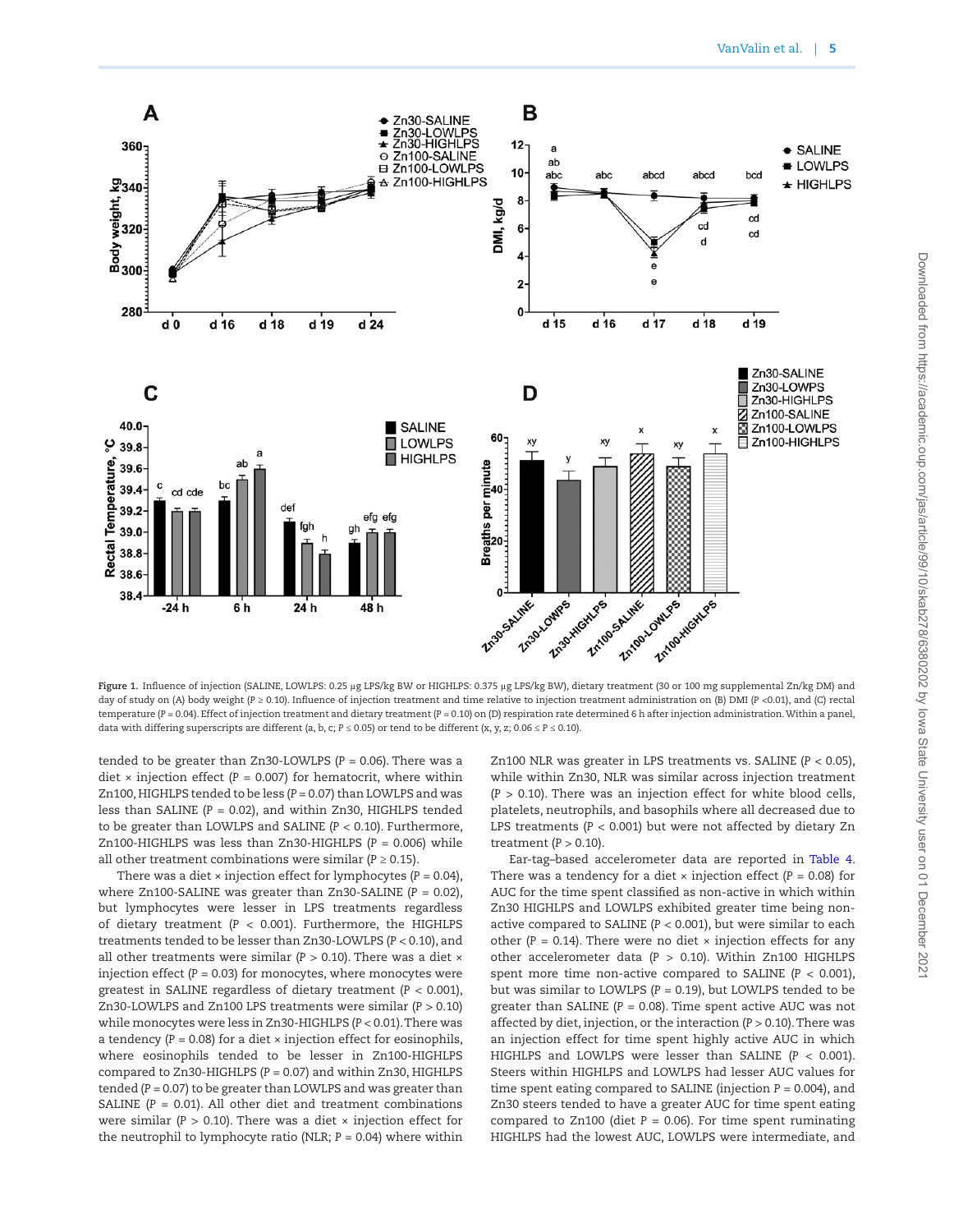Figure 1. Influence of injection (SALINE, LOWLPS: 0.25 μg LPS/kg BW or HIGHLPS: 0.375 μg LPS/kg BW), dietary treatment (30 or 100 mg supplemental Zn/kg DM) and day of study on (A) body weight ($P \geq 0.10$). Influence of injection treatment and time relative to injection treatment administration on (B) DMI ($P < 0.01$), and (C) rectal temperature ($P = 0.04$). Effect of injection treatment and dietary treatment ($P = 0.10$) on (D) respiration rate determined 6 h after injection administration. Within a panel, data with differing superscripts are different (a, b, c; $P \leq 0.05$) or tend to be different (x, y, z; $0.06 \leq P \leq 0.10$).

tended to be greater than Zn30-LOWLPS ($P = 0.06$). There was a diet × injection effect ($P = 0.007$) for hematocrit, where within Zn100, HIGHLPS tended to be less ($P = 0.07$) than LOWLPS and was less than SALINE ($P = 0.02$), and within Zn30, HIGHLPS tended to be greater than LOWLPS and SALINE ($P < 0.10$). Furthermore, Zn100-HIGHLPS was less than Zn30-HIGHLPS ($P = 0.006$) while all other treatment combinations were similar ($P \geq 0.15$).

There was a diet × injection effect for lymphocytes ($P = 0.04$), where Zn100-SALINE was greater than Zn30-SALINE ($P = 0.02$), but lymphocytes were lesser in LPS treatments regardless of dietary treatment ($P < 0.001$). Furthermore, the HIGHLPS treatments tended to be lesser than Zn30-LOWLPS ($P < 0.10$), and all other treatments were similar ($P > 0.10$). There was a diet × injection effect ($P = 0.03$) for monocytes, where monocytes were greatest in SALINE regardless of dietary treatment ($P < 0.001$), Zn30-LOWLPS and Zn100 LPS treatments were similar ($P > 0.10$) while monocytes were less in Zn30-HIGHLPS ($P < 0.01$). There was a tendency ($P = 0.08$) for a diet × injection effect for eosinophils, where eosinophils tended to be lesser in Zn100-HIGHLPS compared to Zn30-HIGHLPS ($P = 0.07$) and within Zn30, HIGHLPS tended ($P = 0.07$) to be greater than LOWLPS and was greater than SALINE ($P = 0.01$). All other diet and treatment combinations were similar ($P > 0.10$). There was a diet × injection effect for the neutrophil to lymphocyte ratio (NLR; $P = 0.04$) where within Zn100 NLR was greater in LPS treatments vs. SALINE ($P < 0.05$), while within Zn30, NLR was similar across injection treatment ($P > 0.10$). There was an injection effect for white blood cells, platelets, neutrophils, and basophils where all decreased due to LPS treatments ($P < 0.001$) but were not affected by dietary Zn treatment ($P > 0.10$).

Ear-tag–based accelerometer data are reported in Table 4. There was a tendency for a diet × injection effect ($P = 0.08$) for AUC for the time spent classified as non-active in which within Zn30 HIGHLPS and LOWLPS exhibited greater time being non-active compared to SALINE ($P < 0.001$), but were similar to each other ($P = 0.14$). There were no diet × injection effects for any other accelerometer data ($P > 0.10$). Within Zn100 HIGHLPS spent more time non-active compared to SALINE ($P < 0.001$), but was similar to LOWLPS ($P = 0.19$), but LOWLPS tended to be greater than SALINE ($P = 0.08$). Time spent active AUC was not affected by diet, injection, or the interaction ($P > 0.10$). There was an injection effect for time spent highly active AUC in which HIGHLPS and LOWLPS were lesser than SALINE ($P < 0.001$). Steers within HIGHLPS and LOWLPS had lesser AUC values for time spent eating compared to SALINE (injection $P = 0.004$), and Zn30 steers tended to have a greater AUC for time spent eating compared to Zn100 (diet $P = 0.06$). For time spent ruminating HIGHLPS had the lowest AUC, LOWLPS were intermediate, and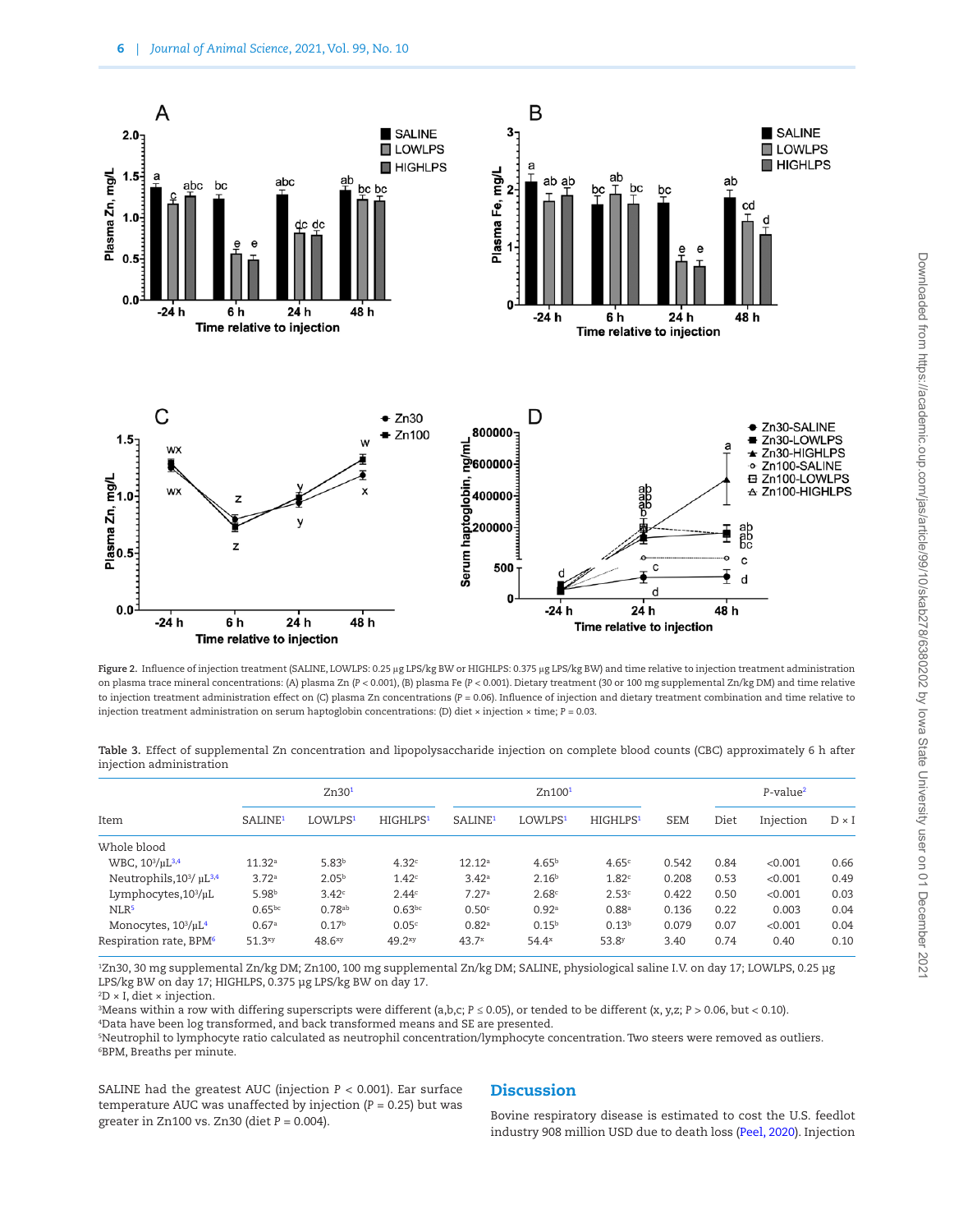Figure 2. Influence of injection treatment (SALINE, LOWLPS: 0.25 µg LPS/kg BW or HIGHLPS: 0.375 µg LPS/kg BW) and time relative to injection treatment administration on plasma trace mineral concentrations: (A) plasma Zn ($P < 0.001$), (B) plasma Fe ($P < 0.001$). Dietary treatment (30 or 100 mg supplemental Zn/kg DM) and time relative to injection treatment administration effect on (C) plasma Zn concentrations ($P = 0.06$). Influence of injection and dietary treatment combination and time relative to injection treatment administration on serum haptoglobin concentrations: (D) diet × injection × time; $P = 0.03$.

Table 3. Effect of supplemental Zn concentration and lipopolysaccharide injection on complete blood counts (CBC) approximately 6 h after injection administration

| Item | Zn30[1] | | | Zn100[1] | | | SEM | P-value[2] | | |
|---|---|---|---|---|---|---|---|---|---|---|
| | SALINE[1] | LOWLPS[1] | HIGHLPS[1] | SALINE[1] | LOWLPS[1] | HIGHLPS[1] | | Diet | Injection | D × I |
| Whole blood | | | | | | | | | | |
| WBC, $10^3$/µL[3,4] | 11.32[a] | 5.83[b] | 4.32[c] | 12.12[a] | 4.65[b] | 4.65[c] | 0.542 | 0.84 | <0.001 | 0.66 |
| Neutrophils, $10^3$/ µL[3,4] | 3.72[a] | 2.05[b] | 1.42[c] | 3.42[a] | 2.16[b] | 1.82[c] | 0.208 | 0.53 | <0.001 | 0.49 |
| Lymphocytes, $10^3$/µL | 5.98[b] | 3.42[c] | 2.44[c] | 7.27[a] | 2.68[c] | 2.53[c] | 0.422 | 0.50 | <0.001 | 0.03 |
| NLR[5] | 0.65[bc] | 0.78[ab] | 0.63[bc] | 0.50[c] | 0.92[a] | 0.88[a] | 0.136 | 0.22 | 0.003 | 0.04 |
| Monocytes, $10^3$/µL[4] | 0.67[a] | 0.17[b] | 0.05[c] | 0.82[a] | 0.15[b] | 0.13[b] | 0.079 | 0.07 | <0.001 | 0.04 |
| Respiration rate, BPM[6] | 51.3[xy] | 48.6[xy] | 49.2[xy] | 43.7[x] | 54.4[x] | 53.8[y] | 3.40 | 0.74 | 0.40 | 0.10 |

[1]Zn30, 30 mg supplemental Zn/kg DM; Zn100, 100 mg supplemental Zn/kg DM; SALINE, physiological saline I.V. on day 17; LOWLPS, 0.25 µg LPS/kg BW on day 17; HIGHLPS, 0.375 µg LPS/kg BW on day 17.
[2]D × I, diet × injection.
[3]Means within a row with differing superscripts were different (a,b,c; $P \leq 0.05$), or tended to be different (x, y,z; $P > 0.06$, but < 0.10).
[4]Data have been log transformed, and back transformed means and SE are presented.
[5]Neutrophil to lymphocyte ratio calculated as neutrophil concentration/lymphocyte concentration. Two steers were removed as outliers.
[6]BPM, Breaths per minute.

SALINE had the greatest AUC (injection $P < 0.001$). Ear surface temperature AUC was unaffected by injection ($P = 0.25$) but was greater in Zn100 vs. Zn30 (diet $P = 0.004$).

## Discussion

Bovine respiratory disease is estimated to cost the U.S. feedlot industry 908 million USD due to death loss (Peel, 2020). Injection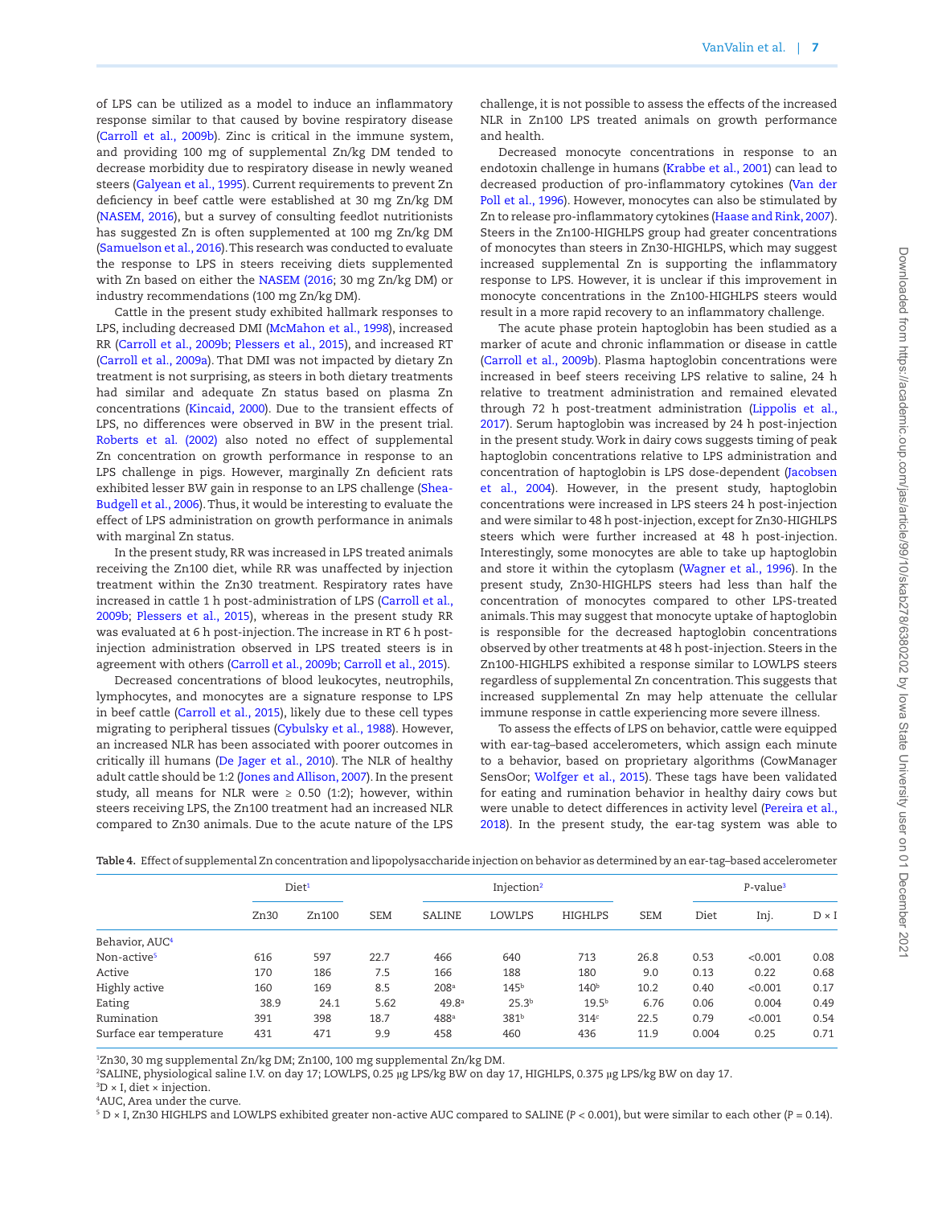of LPS can be utilized as a model to induce an inflammatory response similar to that caused by bovine respiratory disease (Carroll et al., 2009b). Zinc is critical in the immune system, and providing 100 mg of supplemental Zn/kg DM tended to decrease morbidity due to respiratory disease in newly weaned steers (Galyean et al., 1995). Current requirements to prevent Zn deficiency in beef cattle were established at 30 mg Zn/kg DM (NASEM, 2016), but a survey of consulting feedlot nutritionists has suggested Zn is often supplemented at 100 mg Zn/kg DM (Samuelson et al., 2016). This research was conducted to evaluate the response to LPS in steers receiving diets supplemented with Zn based on either the NASEM (2016; 30 mg Zn/kg DM) or industry recommendations (100 mg Zn/kg DM).

Cattle in the present study exhibited hallmark responses to LPS, including decreased DMI (McMahon et al., 1998), increased RR (Carroll et al., 2009b; Plessers et al., 2015), and increased RT (Carroll et al., 2009a). That DMI was not impacted by dietary Zn treatment is not surprising, as steers in both dietary treatments had similar and adequate Zn status based on plasma Zn concentrations (Kincaid, 2000). Due to the transient effects of LPS, no differences were observed in BW in the present trial. Roberts et al. (2002) also noted no effect of supplemental Zn concentration on growth performance in response to an LPS challenge in pigs. However, marginally Zn deficient rats exhibited lesser BW gain in response to an LPS challenge (Shea-Budgell et al., 2006). Thus, it would be interesting to evaluate the effect of LPS administration on growth performance in animals with marginal Zn status.

In the present study, RR was increased in LPS treated animals receiving the Zn100 diet, while RR was unaffected by injection treatment within the Zn30 treatment. Respiratory rates have increased in cattle 1 h post-administration of LPS (Carroll et al., 2009b; Plessers et al., 2015), whereas in the present study RR was evaluated at 6 h post-injection. The increase in RT 6 h post-injection administration observed in LPS treated steers is in agreement with others (Carroll et al., 2009b; Carroll et al., 2015).

Decreased concentrations of blood leukocytes, neutrophils, lymphocytes, and monocytes are a signature response to LPS in beef cattle (Carroll et al., 2015), likely due to these cell types migrating to peripheral tissues (Cybulsky et al., 1988). However, an increased NLR has been associated with poorer outcomes in critically ill humans (De Jager et al., 2010). The NLR of healthy adult cattle should be 1:2 (Jones and Allison, 2007). In the present study, all means for NLR were ≥ 0.50 (1:2); however, within steers receiving LPS, the Zn100 treatment had an increased NLR compared to Zn30 animals. Due to the acute nature of the LPS challenge, it is not possible to assess the effects of the increased NLR in Zn100 LPS treated animals on growth performance and health.

Decreased monocyte concentrations in response to an endotoxin challenge in humans (Krabbe et al., 2001) can lead to decreased production of pro-inflammatory cytokines (Van der Poll et al., 1996). However, monocytes can also be stimulated by Zn to release pro-inflammatory cytokines (Haase and Rink, 2007). Steers in the Zn100-HIGHLPS group had greater concentrations of monocytes than steers in Zn30-HIGHLPS, which may suggest increased supplemental Zn is supporting the inflammatory response to LPS. However, it is unclear if this improvement in monocyte concentrations in the Zn100-HIGHLPS steers would result in a more rapid recovery to an inflammatory challenge.

The acute phase protein haptoglobin has been studied as a marker of acute and chronic inflammation or disease in cattle (Carroll et al., 2009b). Plasma haptoglobin concentrations were increased in beef steers receiving LPS relative to saline, 24 h relative to treatment administration and remained elevated through 72 h post-treatment administration (Lippolis et al., 2017). Serum haptoglobin was increased by 24 h post-injection in the present study. Work in dairy cows suggests timing of peak haptoglobin concentrations relative to LPS administration and concentration of haptoglobin is LPS dose-dependent (Jacobsen et al., 2004). However, in the present study, haptoglobin concentrations were increased in LPS steers 24 h post-injection and were similar to 48 h post-injection, except for Zn30-HIGHLPS steers which were further increased at 48 h post-injection. Interestingly, some monocytes are able to take up haptoglobin and store it within the cytoplasm (Wagner et al., 1996). In the present study, Zn30-HIGHLPS steers had less than half the concentration of monocytes compared to other LPS-treated animals. This may suggest that monocyte uptake of haptoglobin is responsible for the decreased haptoglobin concentrations observed by other treatments at 48 h post-injection. Steers in the Zn100-HIGHLPS exhibited a response similar to LOWLPS steers regardless of supplemental Zn concentration. This suggests that increased supplemental Zn may help attenuate the cellular immune response in cattle experiencing more severe illness.

To assess the effects of LPS on behavior, cattle were equipped with ear-tag–based accelerometers, which assign each minute to a behavior, based on proprietary algorithms (CowManager SensOor; Wolfger et al., 2015). These tags have been validated for eating and rumination behavior in healthy dairy cows but were unable to detect differences in activity level (Pereira et al., 2018). In the present study, the ear-tag system was able to

**Table 4.** Effect of supplemental Zn concentration and lipopolysaccharide injection on behavior as determined by an ear-tag–based accelerometer

| | Diet[1] | | | Injection[2] | | | | P-value[3] | | |
|---|---|---|---|---|---|---|---|---|---|---|
| | Zn30 | Zn100 | SEM | SALINE | LOWLPS | HIGHLPS | SEM | Diet | Inj. | D × I |
| Behavior, AUC[4] | | | | | | | | | | |
| Non-active[5] | 616 | 597 | 22.7 | 466 | 640 | 713 | 26.8 | 0.53 | <0.001 | 0.08 |
| Active | 170 | 186 | 7.5 | 166 | 188 | 180 | 9.0 | 0.13 | 0.22 | 0.68 |
| Highly active | 160 | 169 | 8.5 | 208[a] | 145[b] | 140[b] | 10.2 | 0.40 | <0.001 | 0.17 |
| Eating | 38.9 | 24.1 | 5.62 | 49.8[a] | 25.3[b] | 19.5[b] | 6.76 | 0.06 | 0.004 | 0.49 |
| Rumination | 391 | 398 | 18.7 | 488[a] | 381[b] | 314[c] | 22.5 | 0.79 | <0.001 | 0.54 |
| Surface ear temperature | 431 | 471 | 9.9 | 458 | 460 | 436 | 11.9 | 0.004 | 0.25 | 0.71 |

[1]Zn30, 30 mg supplemental Zn/kg DM; Zn100, 100 mg supplemental Zn/kg DM.
[2]SALINE, physiological saline I.V. on day 17; LOWLPS, 0.25 µg LPS/kg BW on day 17, HIGHLPS, 0.375 µg LPS/kg BW on day 17.
[3]D × I, diet × injection.
[4]AUC, Area under the curve.
[5] D × I, Zn30 HIGHLPS and LOWLPS exhibited greater non-active AUC compared to SALINE ($P < 0.001$), but were similar to each other ($P = 0.14$).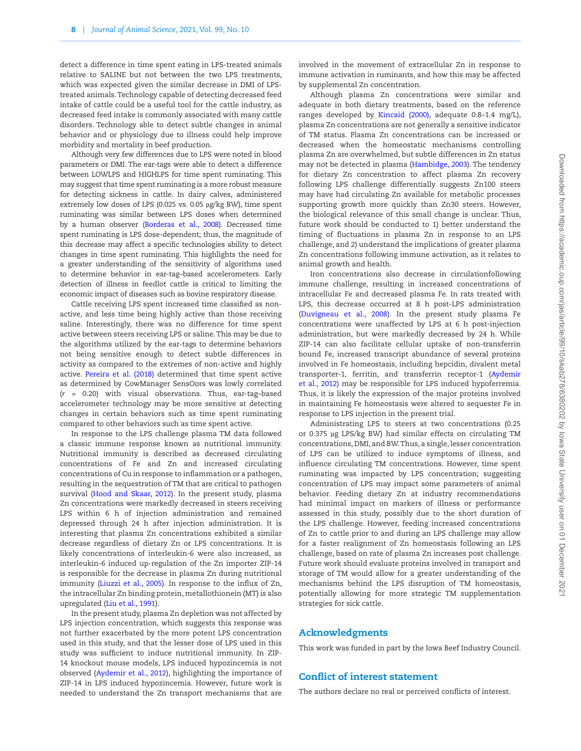detect a difference in time spent eating in LPS-treated animals relative to SALINE but not between the two LPS treatments, which was expected given the similar decrease in DMI of LPS-treated animals. Technology capable of detecting decreased feed intake of cattle could be a useful tool for the cattle industry, as decreased feed intake is commonly associated with many cattle disorders. Technology able to detect subtle changes in animal behavior and or physiology due to illness could help improve morbidity and mortality in beef production.

Although very few differences due to LPS were noted in blood parameters or DMI. The ear-tags were able to detect a difference between LOWLPS and HIGHLPS for time spent ruminating. This may suggest that time spent ruminating is a more robust measure for detecting sickness in cattle. In dairy calves, administered extremely low doses of LPS (0.025 vs. 0.05 µg/kg BW), time spent ruminating was similar between LPS doses when determined by a human observer (Borderas et al., 2008). Decreased time spent ruminating is LPS dose-dependent; thus, the magnitude of this decrease may affect a specific technologies ability to detect changes in time spent ruminating. This highlights the need for a greater understanding of the sensitivity of algorithms used to determine behavior in ear-tag–based accelerometers. Early detection of illness in feedlot cattle is critical to limiting the economic impact of diseases such as bovine respiratory disease.

Cattle receiving LPS spent increased time classified as non-active, and less time being highly active than those receiving saline. Interestingly, there was no difference for time spent active between steers receiving LPS or saline. This may be due to the algorithms utilized by the ear-tags to determine behaviors not being sensitive enough to detect subtle differences in activity as compared to the extremes of non-active and highly active. Pereira et al. (2018) determined that time spent active as determined by CowManager SensOors was lowly correlated ($r$ = 0.20) with visual observations. Thus, ear-tag–based accelerometer technology may be more sensitive at detecting changes in certain behaviors such as time spent ruminating compared to other behaviors such as time spent active.

In response to the LPS challenge plasma TM data followed a classic immune response known as nutritional immunity. Nutritional immunity is described as decreased circulating concentrations of Fe and Zn and increased circulating concentrations of Cu in response to inflammation or a pathogen, resulting in the sequestration of TM that are critical to pathogen survival (Hood and Skaar, 2012). In the present study, plasma Zn concentrations were markedly decreased in steers receiving LPS within 6 h of injection administration and remained depressed through 24 h after injection administration. It is interesting that plasma Zn concentrations exhibited a similar decrease regardless of dietary Zn or LPS concentrations. It is likely concentrations of interleukin-6 were also increased, as interleukin-6 induced up-regulation of the Zn importer ZIP-14 is responsible for the decrease in plasma Zn during nutritional immunity (Liuzzi et al., 2005). In response to the influx of Zn, the intracellular Zn binding protein, metallothionein (MT) is also upregulated (Liu et al., 1991).

In the present study, plasma Zn depletion was not affected by LPS injection concentration, which suggests this response was not further exacerbated by the more potent LPS concentration used in this study, and that the lesser dose of LPS used in this study was sufficient to induce nutritional immunity. In ZIP-14 knockout mouse models, LPS induced hypozincemia is not observed (Aydemir et al., 2012), highlighting the importance of ZIP-14 in LPS induced hypozincemia. However, future work is needed to understand the Zn transport mechanisms that are involved in the movement of extracellular Zn in response to immune activation in ruminants, and how this may be affected by supplemental Zn concentration.

Although plasma Zn concentrations were similar and adequate in both dietary treatments, based on the reference ranges developed by Kincaid (2000), adequate 0.8–1.4 mg/L), plasma Zn concentrations are not generally a sensitive indicator of TM status. Plasma Zn concentrations can be increased or decreased when the homeostatic mechanisms controlling plasma Zn are overwhelmed, but subtle differences in Zn status may not be detected in plasma (Hambidge, 2003). The tendency for dietary Zn concentration to affect plasma Zn recovery following LPS challenge differentially suggests Zn100 steers may have had circulating Zn available for metabolic processes supporting growth more quickly than Zn30 steers. However, the biological relevance of this small change is unclear. Thus, future work should be conducted to 1) better understand the timing of fluctuations in plasma Zn in response to an LPS challenge, and 2) understand the implications of greater plasma Zn concentrations following immune activation, as it relates to animal growth and health.

Iron concentrations also decrease in circulationfollowing immune challenge, resulting in increased concentrations of intracellular Fe and decreased plasma Fe. In rats treated with LPS, this decrease occurred at 8 h post-LPS administration (Duvigneau et al., 2008). In the present study plasma Fe concentrations were unaffected by LPS at 6 h post-injection administration, but were markedly decreased by 24 h. While ZIP-14 can also facilitate cellular uptake of non-transferrin bound Fe, increased transcript abundance of several proteins involved in Fe homeostasis, including hepcidin, divalent metal transporter-1, ferritin, and transferrin receptor-1 (Aydemir et al., 2012) may be responsible for LPS induced hypoferremia. Thus, it is likely the expression of the major proteins involved in maintaining Fe homeostasis were altered to sequester Fe in response to LPS injection in the present trial.

Administrating LPS to steers at two concentrations (0.25 or 0.375 µg LPS/kg BW) had similar effects on circulating TM concentrations, DMI, and BW. Thus, a single, lesser concentration of LPS can be utilized to induce symptoms of illness, and influence circulating TM concentrations. However, time spent ruminating was impacted by LPS concentration; suggesting concentration of LPS may impact some parameters of animal behavior. Feeding dietary Zn at industry recommendations had minimal impact on markers of illness or performance assessed in this study, possibly due to the short duration of the LPS challenge. However, feeding increased concentrations of Zn to cattle prior to and during an LPS challenge may allow for a faster realignment of Zn homeostasis following an LPS challenge, based on rate of plasma Zn increases post challenge. Future work should evaluate proteins involved in transport and storage of TM would allow for a greater understanding of the mechanisms behind the LPS disruption of TM homeostasis, potentially allowing for more strategic TM supplementation strategies for sick cattle.

## Acknowledgments

This work was funded in part by the Iowa Beef Industry Council.

## Conflict of interest statement

The authors declare no real or perceived conflicts of interest.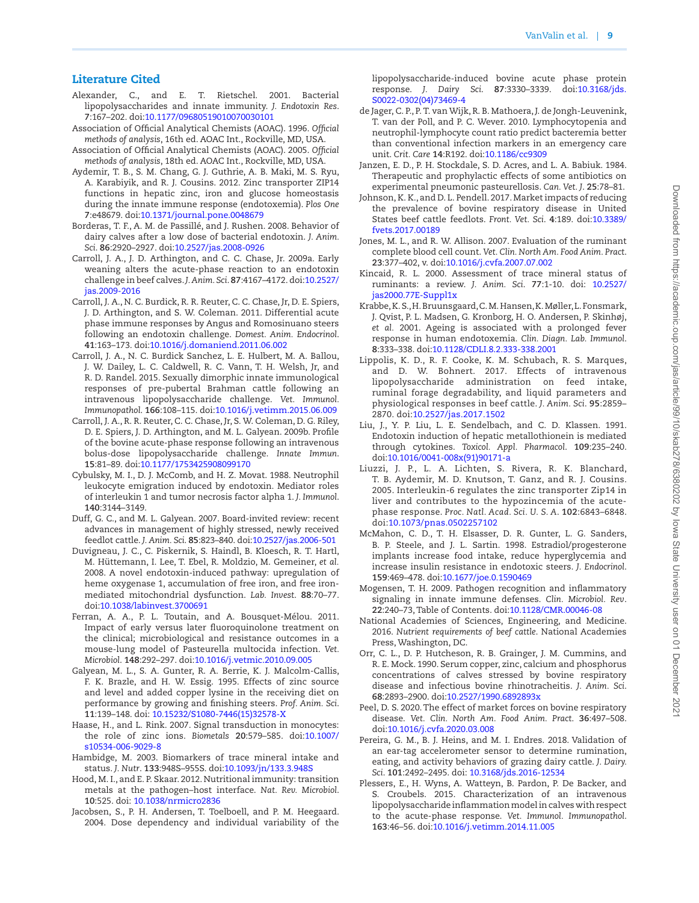## Literature Cited

Alexander, C., and E. T. Rietschel. 2001. Bacterial lipopolysaccharides and innate immunity. *J. Endotoxin Res*. **7**:167–202. doi:10.1177/09680519010070030101

Association of Official Analytical Chemists (AOAC). 1996. *Official methods of analysis*, 16th ed. AOAC Int., Rockville, MD, USA.

Association of Official Analytical Chemists (AOAC). 2005. *Official methods of analysis*, 18th ed. AOAC Int., Rockville, MD, USA.

Aydemir, T. B., S. M. Chang, G. J. Guthrie, A. B. Maki, M. S. Ryu, A. Karabiyik, and R. J. Cousins. 2012. Zinc transporter ZIP14 functions in hepatic zinc, iron and glucose homeostasis during the innate immune response (endotoxemia). *Plos One* **7**:e48679. doi:10.1371/journal.pone.0048679

Borderas, T. F., A. M. de Passillé, and J. Rushen. 2008. Behavior of dairy calves after a low dose of bacterial endotoxin. *J. Anim. Sci*. **86**:2920–2927. doi:10.2527/jas.2008-0926

Carroll, J. A., J. D. Arthington, and C. C. Chase, Jr. 2009a. Early weaning alters the acute-phase reaction to an endotoxin challenge in beef calves. *J. Anim. Sci*. **87**:4167–4172. doi:10.2527/jas.2009-2016

Carroll, J. A., N. C. Burdick, R. R. Reuter, C. C. Chase, Jr, D. E. Spiers, J. D. Arthington, and S. W. Coleman. 2011. Differential acute phase immune responses by Angus and Romosinuano steers following an endotoxin challenge. *Domest. Anim. Endocrinol*. **41**:163–173. doi:10.1016/j.domaniend.2011.06.002

Carroll, J. A., N. C. Burdick Sanchez, L. E. Hulbert, M. A. Ballou, J. W. Dailey, L. C. Caldwell, R. C. Vann, T. H. Welsh, Jr, and R. D. Randel. 2015. Sexually dimorphic innate immunological responses of pre-pubertal Brahman cattle following an intravenous lipopolysaccharide challenge. *Vet. Immunol. Immunopathol*. **166**:108–115. doi:10.1016/j.vetimm.2015.06.009

Carroll, J. A., R. R. Reuter, C. C. Chase, Jr, S. W. Coleman, D. G. Riley, D. E. Spiers, J. D. Arthington, and M. L. Galyean. 2009b. Profile of the bovine acute-phase response following an intravenous bolus-dose lipopolysaccharide challenge. *Innate Immun*. **15**:81–89. doi:10.1177/1753425908099170

Cybulsky, M. I., D. J. McComb, and H. Z. Movat. 1988. Neutrophil leukocyte emigration induced by endotoxin. Mediator roles of interleukin 1 and tumor necrosis factor alpha 1. *J. Immunol*. **140**:3144–3149.

Duff, G. C., and M. L. Galyean. 2007. Board-invited review: recent advances in management of highly stressed, newly received feedlot cattle. *J. Anim. Sci*. **85**:823–840. doi:10.2527/jas.2006-501

Duvigneau, J. C., C. Piskernik, S. Haindl, B. Kloesch, R. T. Hartl, M. Hüttemann, I. Lee, T. Ebel, R. Moldzio, M. Gemeiner, *et al*. 2008. A novel endotoxin-induced pathway: upregulation of heme oxygenase 1, accumulation of free iron, and free iron-mediated mitochondrial dysfunction. *Lab. Invest*. **88**:70–77. doi:10.1038/labinvest.3700691

Ferran, A. A., P. L. Toutain, and A. Bousquet-Mélou. 2011. Impact of early versus later fluoroquinolone treatment on the clinical; microbiological and resistance outcomes in a mouse-lung model of Pasteurella multocida infection. *Vet. Microbiol*. **148**:292–297. doi:10.1016/j.vetmic.2010.09.005

Galyean, M. L., S. A. Gunter, R. A. Berrie, K. J. Malcolm-Callis, F. K. Brazle, and H. W. Essig. 1995. Effects of zinc source and level and added copper lysine in the receiving diet on performance by growing and finishing steers. *Prof. Anim. Sci*. **11**:139–148. doi: 10.15232/S1080-7446(15)32578-X

Haase, H., and L. Rink. 2007. Signal transduction in monocytes: the role of zinc ions. *Biometals* **20**:579–585. doi:10.1007/s10534-006-9029-8

Hambidge, M. 2003. Biomarkers of trace mineral intake and status. *J. Nutr*. **133**:948S–955S. doi:10.1093/jn/133.3.948S

Hood, M. I., and E. P. Skaar. 2012. Nutritional immunity: transition metals at the pathogen–host interface. *Nat. Rev. Microbiol*. **10**:525. doi: 10.1038/nrmicro2836

Jacobsen, S., P. H. Andersen, T. Toelboell, and P. M. Heegaard. 2004. Dose dependency and individual variability of the lipopolysaccharide-induced bovine acute phase protein response. *J. Dairy Sci*. **87**:3330–3339. doi:10.3168/jds.S0022-0302(04)73469-4

de Jager, C. P., P. T. van Wijk, R. B. Mathoera, J. de Jongh-Leuvenink, T. van der Poll, and P. C. Wever. 2010. Lymphocytopenia and neutrophil-lymphocyte count ratio predict bacteremia better than conventional infection markers in an emergency care unit. *Crit. Care* **14**:R192. doi:10.1186/cc9309

Janzen, E. D., P. H. Stockdale, S. D. Acres, and L. A. Babiuk. 1984. Therapeutic and prophylactic effects of some antibiotics on experimental pneumonic pasteurellosis. *Can. Vet. J*. **25**:78–81.

Johnson, K. K., and D. L. Pendell. 2017. Market impacts of reducing the prevalence of bovine respiratory disease in United States beef cattle feedlots. *Front. Vet. Sci*. **4**:189. doi:10.3389/fvets.2017.00189

Jones, M. L., and R. W. Allison. 2007. Evaluation of the ruminant complete blood cell count. *Vet. Clin. North Am. Food Anim. Pract*. **23**:377–402, v. doi:10.1016/j.cvfa.2007.07.002

Kincaid, R. L. 2000. Assessment of trace mineral status of ruminants: a review. *J. Anim. Sci*. **77**:1-10. doi: 10.2527/jas2000.77E-Suppl1x

Krabbe, K. S., H. Bruunsgaard, C. M. Hansen, K. Møller, L. Fonsmark, J. Qvist, P. L. Madsen, G. Kronborg, H. O. Andersen, P. Skinhøj, *et al*. 2001. Ageing is associated with a prolonged fever response in human endotoxemia. *Clin. Diagn. Lab. Immunol*. **8**:333–338. doi:10.1128/CDLI.8.2.333-338.2001

Lippolis, K. D., R. F. Cooke, K. M. Schubach, R. S. Marques, and D. W. Bohnert. 2017. Effects of intravenous lipopolysaccharide administration on feed intake, ruminal forage degradability, and liquid parameters and physiological responses in beef cattle. *J. Anim. Sci*. **95**:2859–2870. doi:10.2527/jas.2017.1502

Liu, J., Y. P. Liu, L. E. Sendelbach, and C. D. Klassen. 1991. Endotoxin induction of hepatic metallothionein is mediated through cytokines. *Toxicol. Appl. Pharmacol*. **109**:235–240. doi:10.1016/0041-008x(91)90171-a

Liuzzi, J. P., L. A. Lichten, S. Rivera, R. K. Blanchard, T. B. Aydemir, M. D. Knutson, T. Ganz, and R. J. Cousins. 2005. Interleukin-6 regulates the zinc transporter Zip14 in liver and contributes to the hypozincemia of the acute-phase response. *Proc. Natl. Acad. Sci. U. S. A*. **102**:6843–6848. doi:10.1073/pnas.0502257102

McMahon, C. D., T. H. Elsasser, D. R. Gunter, L. G. Sanders, B. P. Steele, and J. L. Sartin. 1998. Estradiol/progesterone implants increase food intake, reduce hyperglycemia and increase insulin resistance in endotoxic steers. *J. Endocrinol*. **159**:469–478. doi:10.1677/joe.0.1590469

Mogensen, T. H. 2009. Pathogen recognition and inflammatory signaling in innate immune defenses. *Clin. Microbiol. Rev*. **22**:240–73, Table of Contents. doi:10.1128/CMR.00046-08

National Academies of Sciences, Engineering, and Medicine. 2016. *Nutrient requirements of beef cattle*. National Academies Press, Washington, DC.

Orr, C. L., D. P. Hutcheson, R. B. Grainger, J. M. Cummins, and R. E. Mock. 1990. Serum copper, zinc, calcium and phosphorus concentrations of calves stressed by bovine respiratory disease and infectious bovine rhinotracheitis. *J. Anim. Sci*. **68**:2893–2900. doi:10.2527/1990.6892893x

Peel, D. S. 2020. The effect of market forces on bovine respiratory disease. *Vet. Clin. North Am. Food Anim. Pract*. **36**:497–508. doi:10.1016/j.cvfa.2020.03.008

Pereira, G. M., B. J. Heins, and M. I. Endres. 2018. Validation of an ear-tag accelerometer sensor to determine rumination, eating, and activity behaviors of grazing dairy cattle. *J. Dairy. Sci*. **101**:2492–2495. doi: 10.3168/jds.2016-12534

Plessers, E., H. Wyns, A. Watteyn, B. Pardon, P. De Backer, and S. Croubels. 2015. Characterization of an intravenous lipopolysaccharide inflammation model in calves with respect to the acute-phase response. *Vet. Immunol. Immunopathol*. **163**:46–56. doi:10.1016/j.vetimm.2014.11.005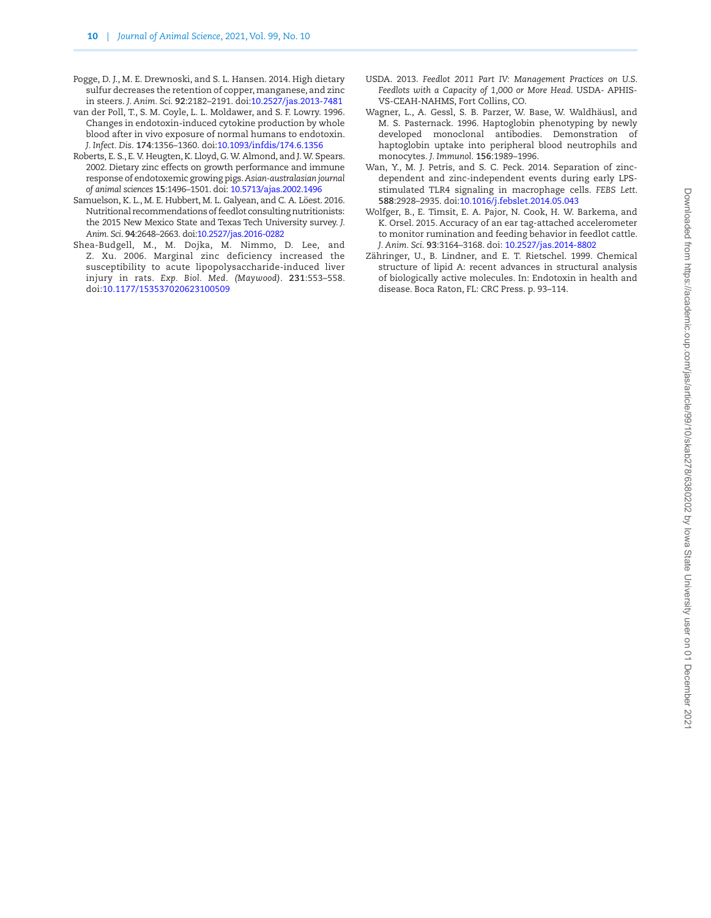Pogge, D. J., M. E. Drewnoski, and S. L. Hansen. 2014. High dietary sulfur decreases the retention of copper, manganese, and zinc in steers. *J. Anim. Sci.* **92**:2182–2191. doi:10.2527/jas.2013-7481

van der Poll, T., S. M. Coyle, L. L. Moldawer, and S. F. Lowry. 1996. Changes in endotoxin-induced cytokine production by whole blood after in vivo exposure of normal humans to endotoxin. *J. Infect. Dis.* **174**:1356–1360. doi:10.1093/infdis/174.6.1356

Roberts, E. S., E. V. Heugten, K. Lloyd, G. W. Almond, and J. W. Spears. 2002. Dietary zinc effects on growth performance and immune response of endotoxemic growing pigs. *Asian-australasian journal of animal sciences* **15**:1496–1501. doi: 10.5713/ajas.2002.1496

Samuelson, K. L., M. E. Hubbert, M. L. Galyean, and C. A. Löest. 2016. Nutritional recommendations of feedlot consulting nutritionists: the 2015 New Mexico State and Texas Tech University survey. *J. Anim. Sci.* **94**:2648–2663. doi:10.2527/jas.2016-0282

Shea-Budgell, M., M. Dojka, M. Nimmo, D. Lee, and Z. Xu. 2006. Marginal zinc deficiency increased the susceptibility to acute lipopolysaccharide-induced liver injury in rats. *Exp. Biol. Med. (Maywood)*. **231**:553–558. doi:10.1177/153537020623100509

USDA. 2013. *Feedlot 2011 Part IV: Management Practices on U.S. Feedlots with a Capacity of 1,000 or More Head*. USDA- APHIS-VS-CEAH-NAHMS, Fort Collins, CO.

Wagner, L., A. Gessl, S. B. Parzer, W. Base, W. Waldhäusl, and M. S. Pasternack. 1996. Haptoglobin phenotyping by newly developed monoclonal antibodies. Demonstration of haptoglobin uptake into peripheral blood neutrophils and monocytes. *J. Immunol.* **156**:1989–1996.

Wan, Y., M. J. Petris, and S. C. Peck. 2014. Separation of zinc-dependent and zinc-independent events during early LPS-stimulated TLR4 signaling in macrophage cells. *FEBS Lett.* **588**:2928–2935. doi:10.1016/j.febslet.2014.05.043

Wolfger, B., E. Timsit, E. A. Pajor, N. Cook, H. W. Barkema, and K. Orsel. 2015. Accuracy of an ear tag-attached accelerometer to monitor rumination and feeding behavior in feedlot cattle. *J. Anim. Sci.* **93**:3164–3168. doi: 10.2527/jas.2014-8802

Zähringer, U., B. Lindner, and E. T. Rietschel. 1999. Chemical structure of lipid A: recent advances in structural analysis of biologically active molecules. In: Endotoxin in health and disease. Boca Raton, FL: CRC Press. p. 93–114.